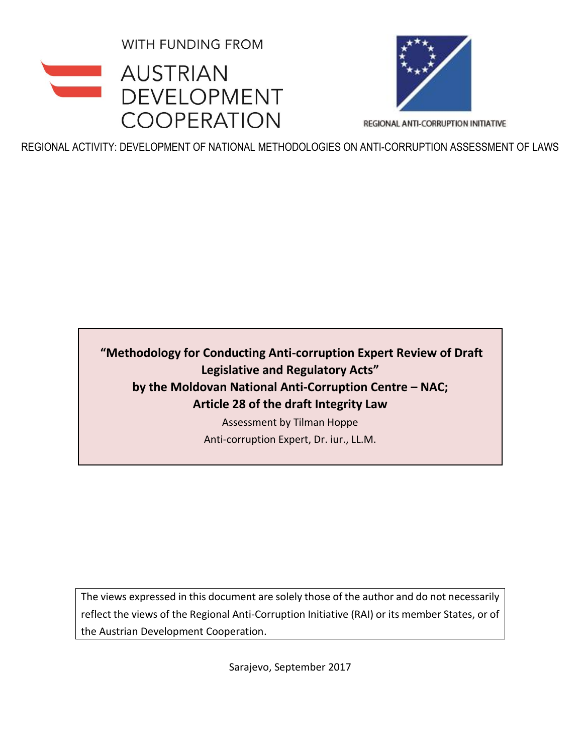WITH FUNDING FROM

AUSTRIAN DEVELOPMENT COOPERATION

REGIONAL ANTI-CORRUPTION INITIATIVE

REGIONAL ACTIVITY: DEVELOPMENT OF NATIONAL METHODOLOGIES ON ANTI-CORRUPTION ASSESSMENT OF LAWS

# "Methodology for Conducting Anti-corruption Expert Review of Draft Legislative and Regulatory Acts" by the Moldovan National Anti-Corruption Centre – NAC; Article 28 of the draft Integrity Law

Assessment by Tilman Hoppe

Anti-corruption Expert, Dr. iur., LL.M.

The views expressed in this document are solely those of the author and do not necessarily reflect the views of the Regional Anti-Corruption Initiative (RAI) or its member States, or of the Austrian Development Cooperation.

Sarajevo, September 2017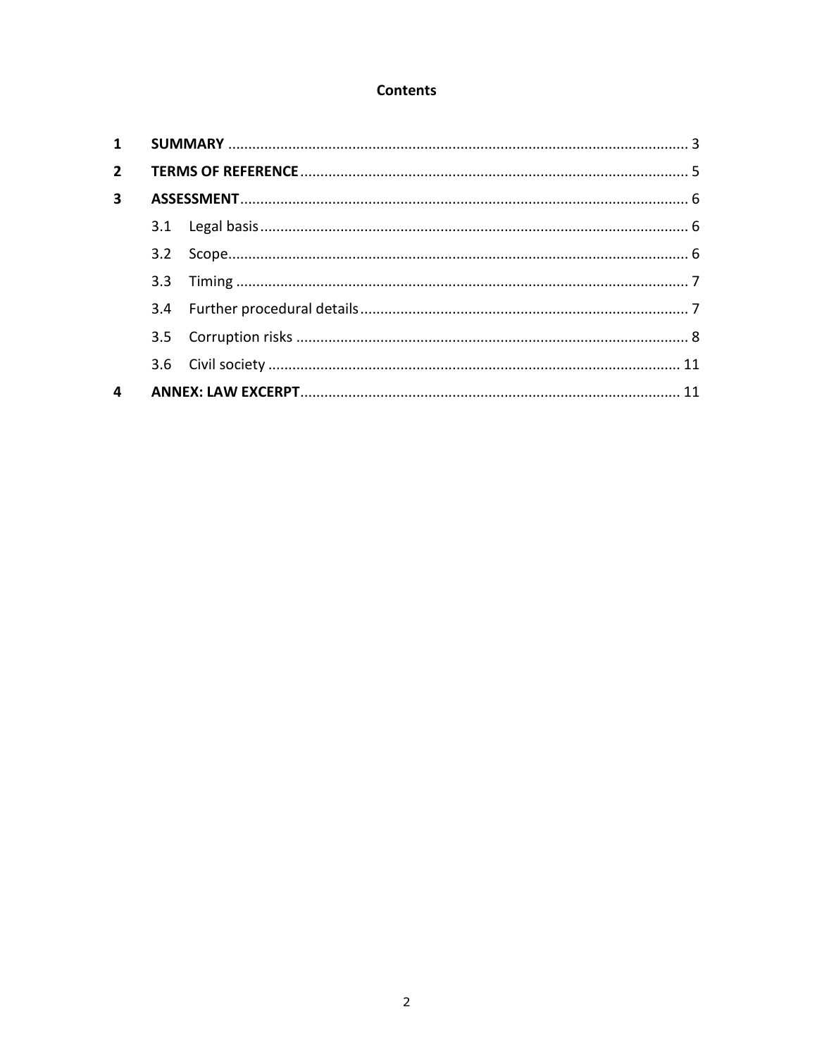**Contents**

| | | |
|---|---|---|
| **1** | **SUMMARY** | 3 |
| **2** | **TERMS OF REFERENCE** | 5 |
| **3** | **ASSESSMENT** | 6 |
| | 3.1 Legal basis | 6 |
| | 3.2 Scope | 6 |
| | 3.3 Timing | 7 |
| | 3.4 Further procedural details | 7 |
| | 3.5 Corruption risks | 8 |
| | 3.6 Civil society | 11 |
| **4** | **ANNEX: LAW EXCERPT** | 11 |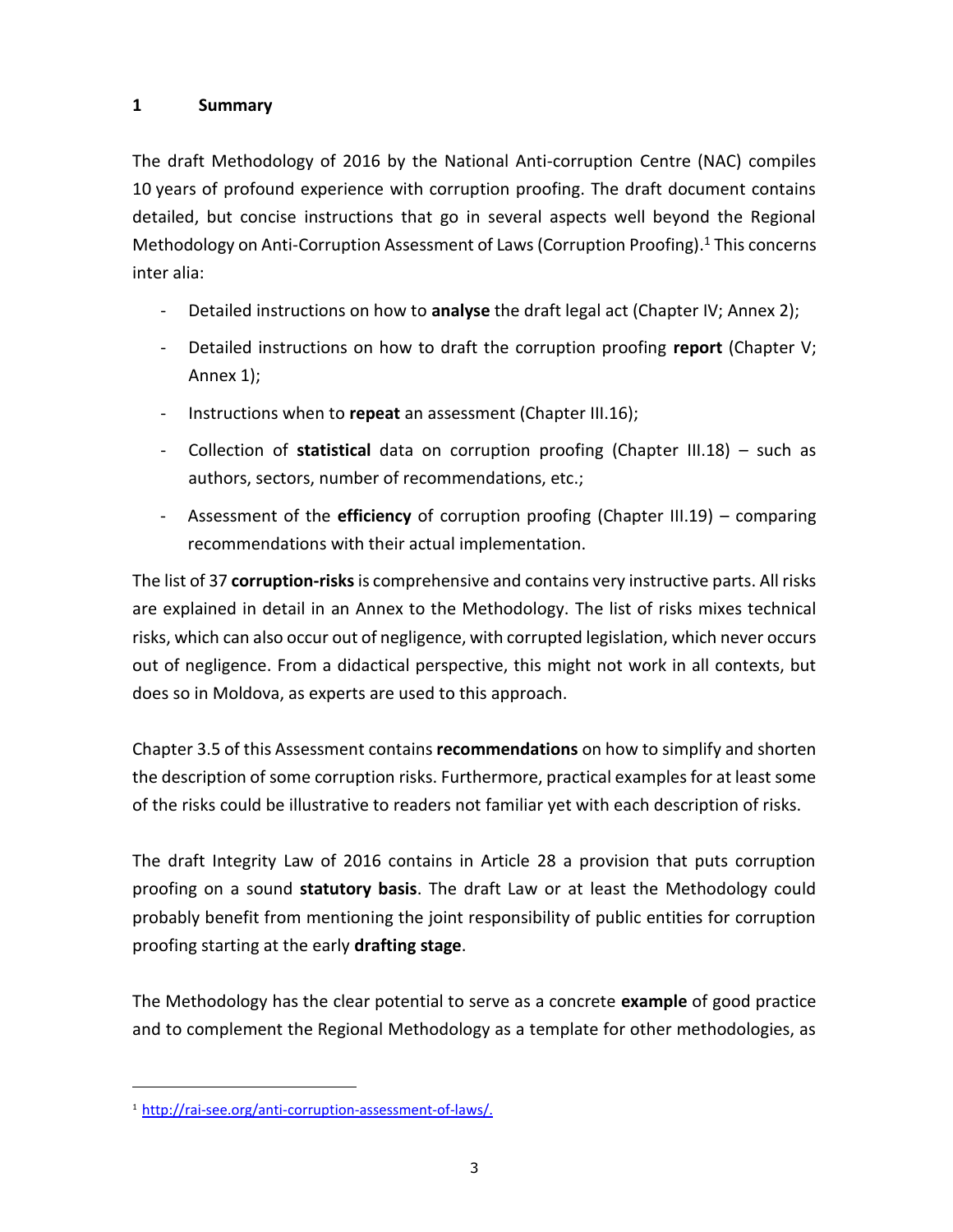# 1 Summary

The draft Methodology of 2016 by the National Anti-corruption Centre (NAC) compiles 10 years of profound experience with corruption proofing. The draft document contains detailed, but concise instructions that go in several aspects well beyond the Regional Methodology on Anti-Corruption Assessment of Laws (Corruption Proofing).[1] This concerns inter alia:

- Detailed instructions on how to **analyse** the draft legal act (Chapter IV; Annex 2);
- Detailed instructions on how to draft the corruption proofing **report** (Chapter V; Annex 1);
- Instructions when to **repeat** an assessment (Chapter III.16);
- Collection of **statistical** data on corruption proofing (Chapter III.18) – such as authors, sectors, number of recommendations, etc.;
- Assessment of the **efficiency** of corruption proofing (Chapter III.19) – comparing recommendations with their actual implementation.

The list of 37 **corruption-risks** is comprehensive and contains very instructive parts. All risks are explained in detail in an Annex to the Methodology. The list of risks mixes technical risks, which can also occur out of negligence, with corrupted legislation, which never occurs out of negligence. From a didactical perspective, this might not work in all contexts, but does so in Moldova, as experts are used to this approach.

Chapter 3.5 of this Assessment contains **recommendations** on how to simplify and shorten the description of some corruption risks. Furthermore, practical examples for at least some of the risks could be illustrative to readers not familiar yet with each description of risks.

The draft Integrity Law of 2016 contains in Article 28 a provision that puts corruption proofing on a sound **statutory basis**. The draft Law or at least the Methodology could probably benefit from mentioning the joint responsibility of public entities for corruption proofing starting at the early **drafting stage**.

The Methodology has the clear potential to serve as a concrete **example** of good practice and to complement the Regional Methodology as a template for other methodologies, as

[1] http://rai-see.org/anti-corruption-assessment-of-laws/.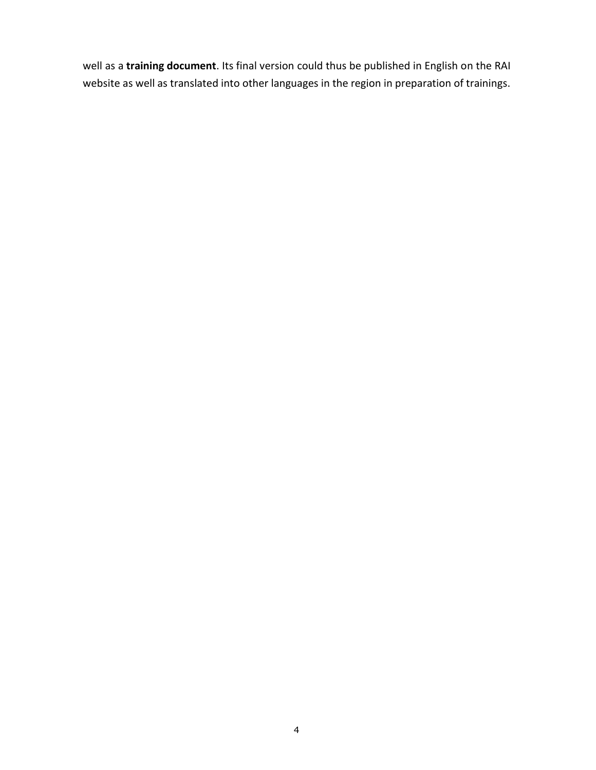well as a **training document**. Its final version could thus be published in English on the RAI website as well as translated into other languages in the region in preparation of trainings.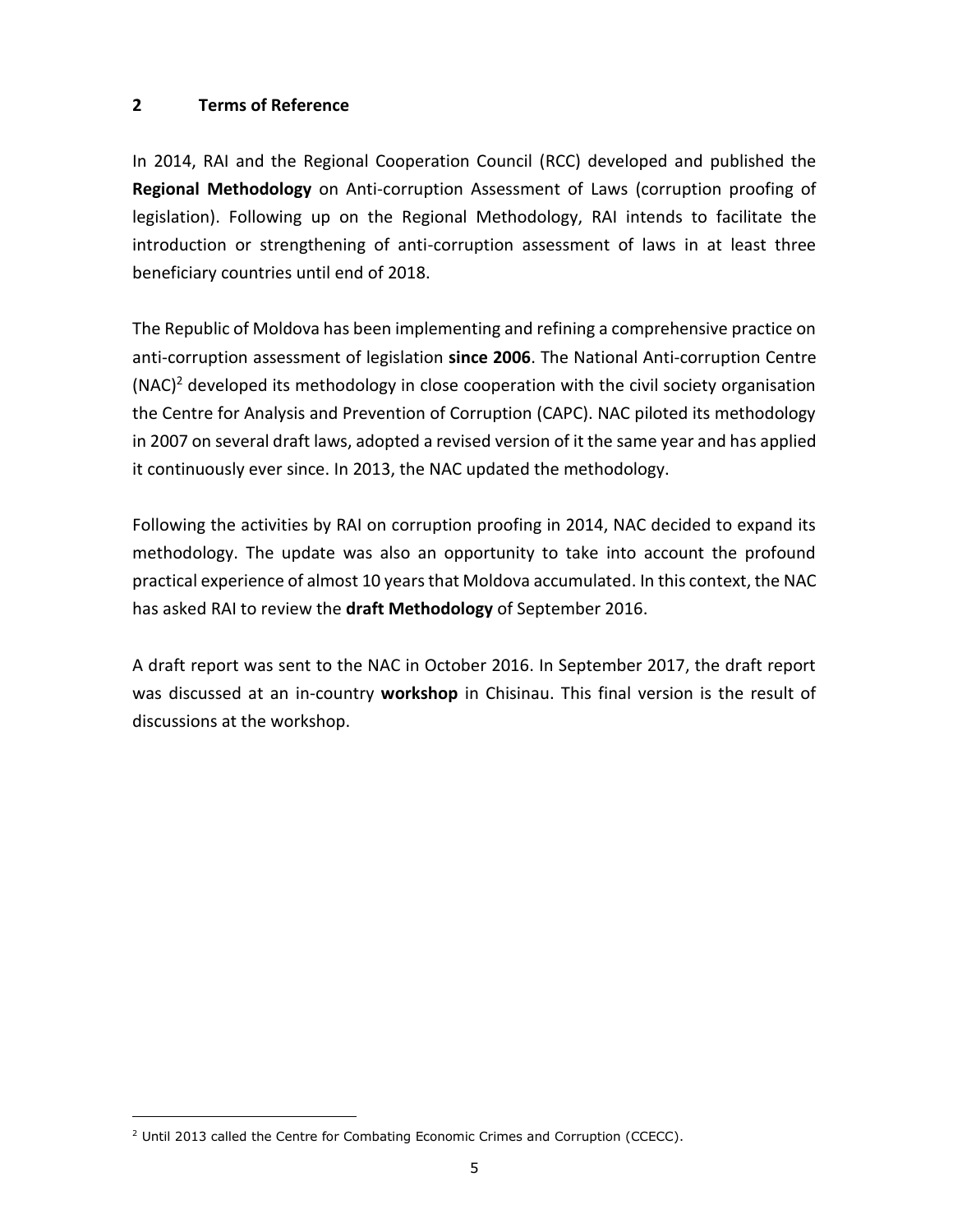## 2 Terms of Reference

In 2014, RAI and the Regional Cooperation Council (RCC) developed and published the **Regional Methodology** on Anti-corruption Assessment of Laws (corruption proofing of legislation). Following up on the Regional Methodology, RAI intends to facilitate the introduction or strengthening of anti-corruption assessment of laws in at least three beneficiary countries until end of 2018.

The Republic of Moldova has been implementing and refining a comprehensive practice on anti-corruption assessment of legislation **since 2006**. The National Anti-corruption Centre (NAC)[2] developed its methodology in close cooperation with the civil society organisation the Centre for Analysis and Prevention of Corruption (CAPC). NAC piloted its methodology in 2007 on several draft laws, adopted a revised version of it the same year and has applied it continuously ever since. In 2013, the NAC updated the methodology.

Following the activities by RAI on corruption proofing in 2014, NAC decided to expand its methodology. The update was also an opportunity to take into account the profound practical experience of almost 10 years that Moldova accumulated. In this context, the NAC has asked RAI to review the **draft Methodology** of September 2016.

A draft report was sent to the NAC in October 2016. In September 2017, the draft report was discussed at an in-country **workshop** in Chisinau. This final version is the result of discussions at the workshop.

[2] Until 2013 called the Centre for Combating Economic Crimes and Corruption (CCECC).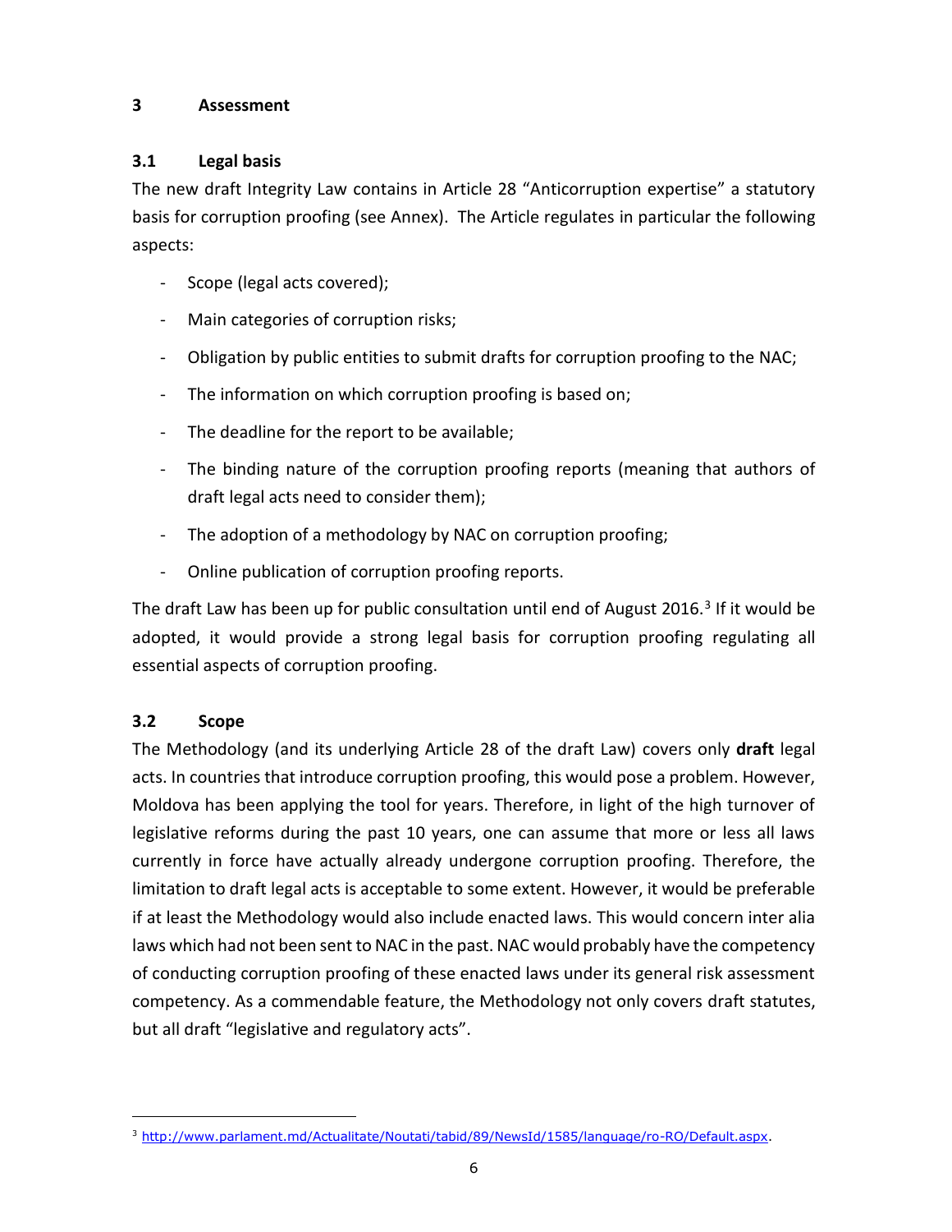## 3 Assessment

### 3.1 Legal basis

The new draft Integrity Law contains in Article 28 "Anticorruption expertise" a statutory basis for corruption proofing (see Annex). The Article regulates in particular the following aspects:

- Scope (legal acts covered);
- Main categories of corruption risks;
- Obligation by public entities to submit drafts for corruption proofing to the NAC;
- The information on which corruption proofing is based on;
- The deadline for the report to be available;
- The binding nature of the corruption proofing reports (meaning that authors of draft legal acts need to consider them);
- The adoption of a methodology by NAC on corruption proofing;
- Online publication of corruption proofing reports.

The draft Law has been up for public consultation until end of August 2016.[3] If it would be adopted, it would provide a strong legal basis for corruption proofing regulating all essential aspects of corruption proofing.

### 3.2 Scope

The Methodology (and its underlying Article 28 of the draft Law) covers only **draft** legal acts. In countries that introduce corruption proofing, this would pose a problem. However, Moldova has been applying the tool for years. Therefore, in light of the high turnover of legislative reforms during the past 10 years, one can assume that more or less all laws currently in force have actually already undergone corruption proofing. Therefore, the limitation to draft legal acts is acceptable to some extent. However, it would be preferable if at least the Methodology would also include enacted laws. This would concern inter alia laws which had not been sent to NAC in the past. NAC would probably have the competency of conducting corruption proofing of these enacted laws under its general risk assessment competency. As a commendable feature, the Methodology not only covers draft statutes, but all draft "legislative and regulatory acts".

---

[3] http://www.parlament.md/Actualitate/Noutati/tabid/89/NewsId/1585/language/ro-RO/Default.aspx.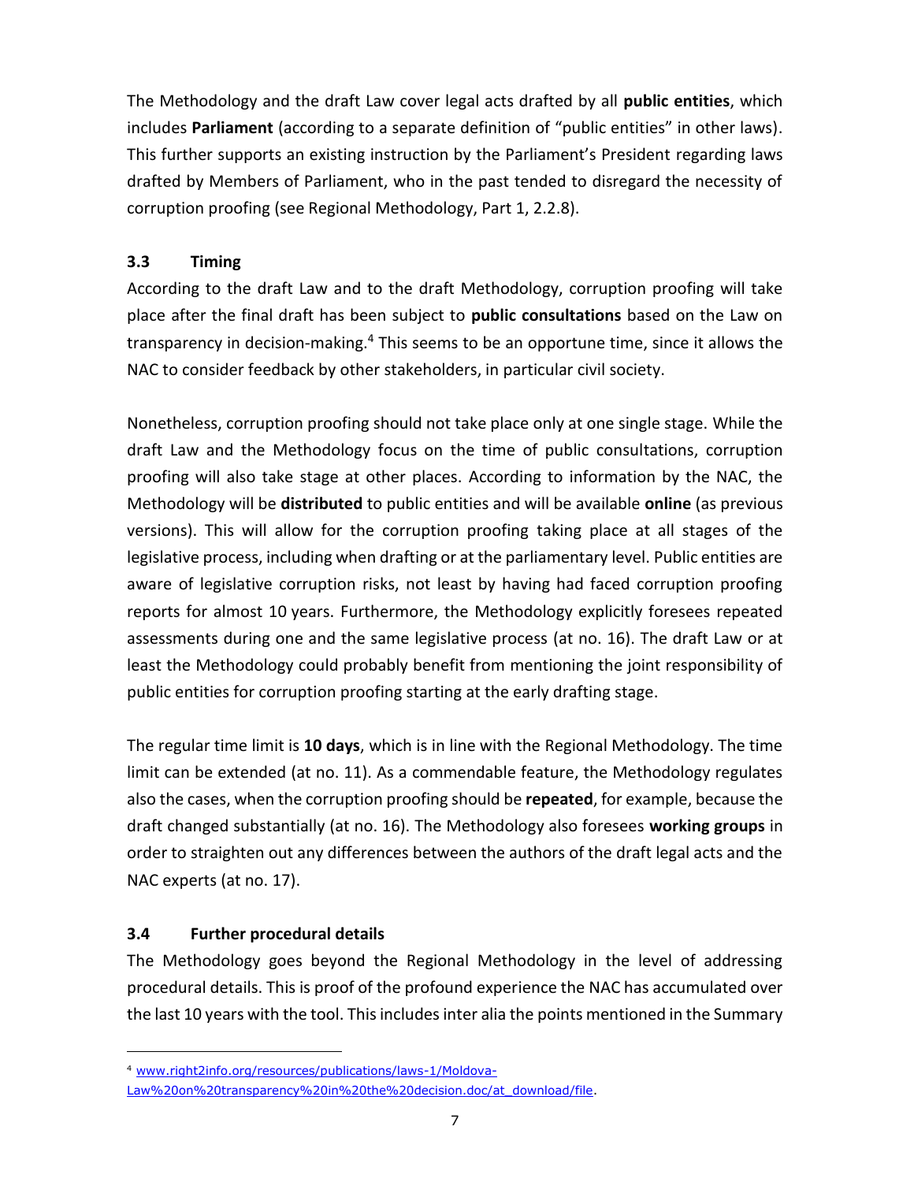The Methodology and the draft Law cover legal acts drafted by all **public entities**, which includes **Parliament** (according to a separate definition of "public entities" in other laws). This further supports an existing instruction by the Parliament's President regarding laws drafted by Members of Parliament, who in the past tended to disregard the necessity of corruption proofing (see Regional Methodology, Part 1, 2.2.8).

### 3.3 Timing

According to the draft Law and to the draft Methodology, corruption proofing will take place after the final draft has been subject to **public consultations** based on the Law on transparency in decision-making.[4] This seems to be an opportune time, since it allows the NAC to consider feedback by other stakeholders, in particular civil society.

Nonetheless, corruption proofing should not take place only at one single stage. While the draft Law and the Methodology focus on the time of public consultations, corruption proofing will also take stage at other places. According to information by the NAC, the Methodology will be **distributed** to public entities and will be available **online** (as previous versions). This will allow for the corruption proofing taking place at all stages of the legislative process, including when drafting or at the parliamentary level. Public entities are aware of legislative corruption risks, not least by having had faced corruption proofing reports for almost 10 years. Furthermore, the Methodology explicitly foresees repeated assessments during one and the same legislative process (at no. 16). The draft Law or at least the Methodology could probably benefit from mentioning the joint responsibility of public entities for corruption proofing starting at the early drafting stage.

The regular time limit is **10 days**, which is in line with the Regional Methodology. The time limit can be extended (at no. 11). As a commendable feature, the Methodology regulates also the cases, when the corruption proofing should be **repeated**, for example, because the draft changed substantially (at no. 16). The Methodology also foresees **working groups** in order to straighten out any differences between the authors of the draft legal acts and the NAC experts (at no. 17).

### 3.4 Further procedural details

The Methodology goes beyond the Regional Methodology in the level of addressing procedural details. This is proof of the profound experience the NAC has accumulated over the last 10 years with the tool. This includes inter alia the points mentioned in the Summary

---

[4] www.right2info.org/resources/publications/laws-1/Moldova-Law%20on%20transparency%20in%20the%20decision.doc/at_download/file.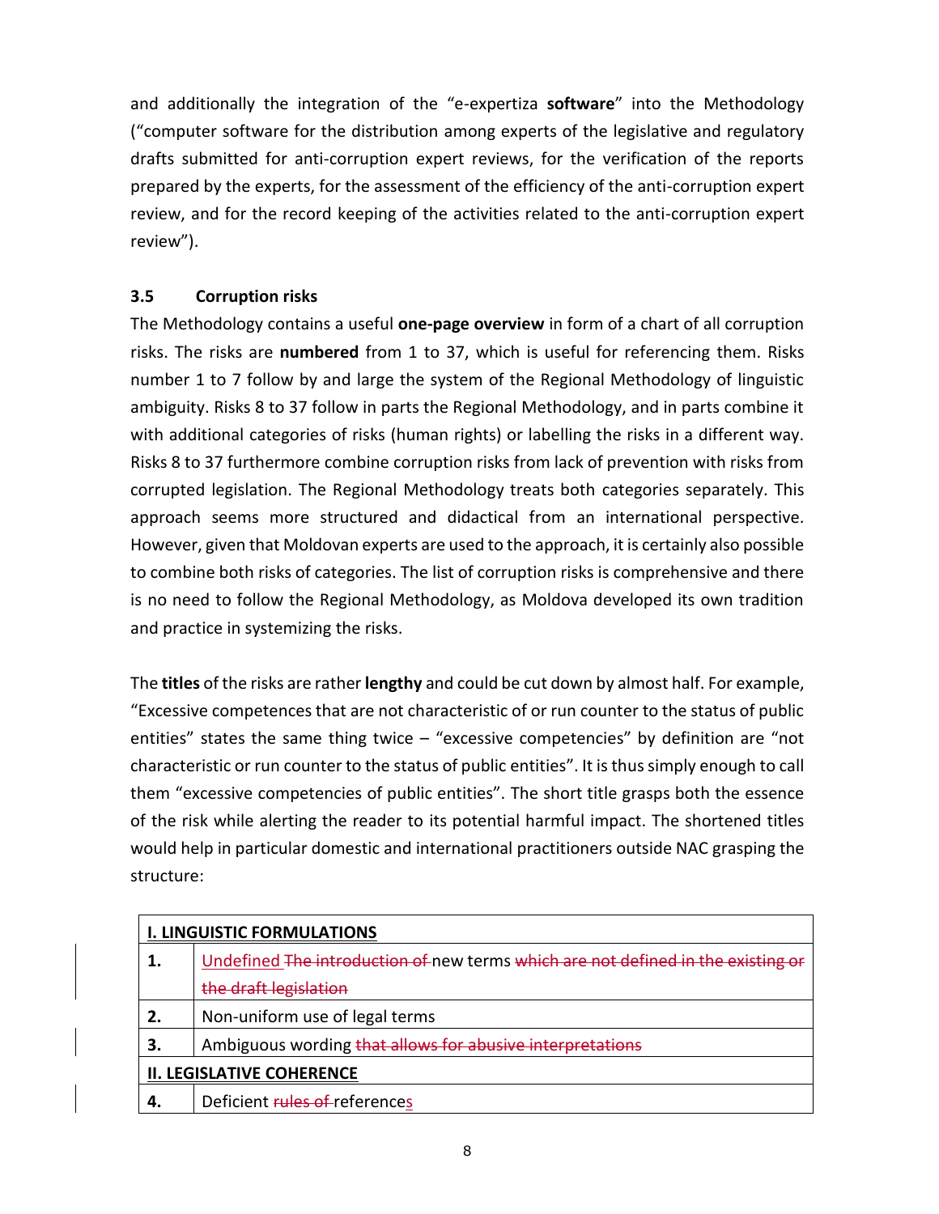and additionally the integration of the "e-expertiza **software**" into the Methodology ("computer software for the distribution among experts of the legislative and regulatory drafts submitted for anti-corruption expert reviews, for the verification of the reports prepared by the experts, for the assessment of the efficiency of the anti-corruption expert review, and for the record keeping of the activities related to the anti-corruption expert review").

### 3.5 Corruption risks

The Methodology contains a useful **one-page overview** in form of a chart of all corruption risks. The risks are **numbered** from 1 to 37, which is useful for referencing them. Risks number 1 to 7 follow by and large the system of the Regional Methodology of linguistic ambiguity. Risks 8 to 37 follow in parts the Regional Methodology, and in parts combine it with additional categories of risks (human rights) or labelling the risks in a different way. Risks 8 to 37 furthermore combine corruption risks from lack of prevention with risks from corrupted legislation. The Regional Methodology treats both categories separately. This approach seems more structured and didactical from an international perspective. However, given that Moldovan experts are used to the approach, it is certainly also possible to combine both risks of categories. The list of corruption risks is comprehensive and there is no need to follow the Regional Methodology, as Moldova developed its own tradition and practice in systemizing the risks.

The **titles** of the risks are rather **lengthy** and could be cut down by almost half. For example, "Excessive competences that are not characteristic of or run counter to the status of public entities" states the same thing twice – "excessive competencies" by definition are "not characteristic or run counter to the status of public entities". It is thus simply enough to call them "excessive competencies of public entities". The short title grasps both the essence of the risk while alerting the reader to its potential harmful impact. The shortened titles would help in particular domestic and international practitioners outside NAC grasping the structure:

| **I. LINGUISTIC FORMULATIONS** | |
|---|---|
| **1.** | Undefined ~~The introduction of~~ new terms ~~which are not defined in the existing or the draft legislation~~ |
| **2.** | Non-uniform use of legal terms |
| **3.** | Ambiguous wording ~~that allows for abusive interpretations~~ |
| **II. LEGISLATIVE COHERENCE** | |
| **4.** | Deficient ~~rules of~~ references |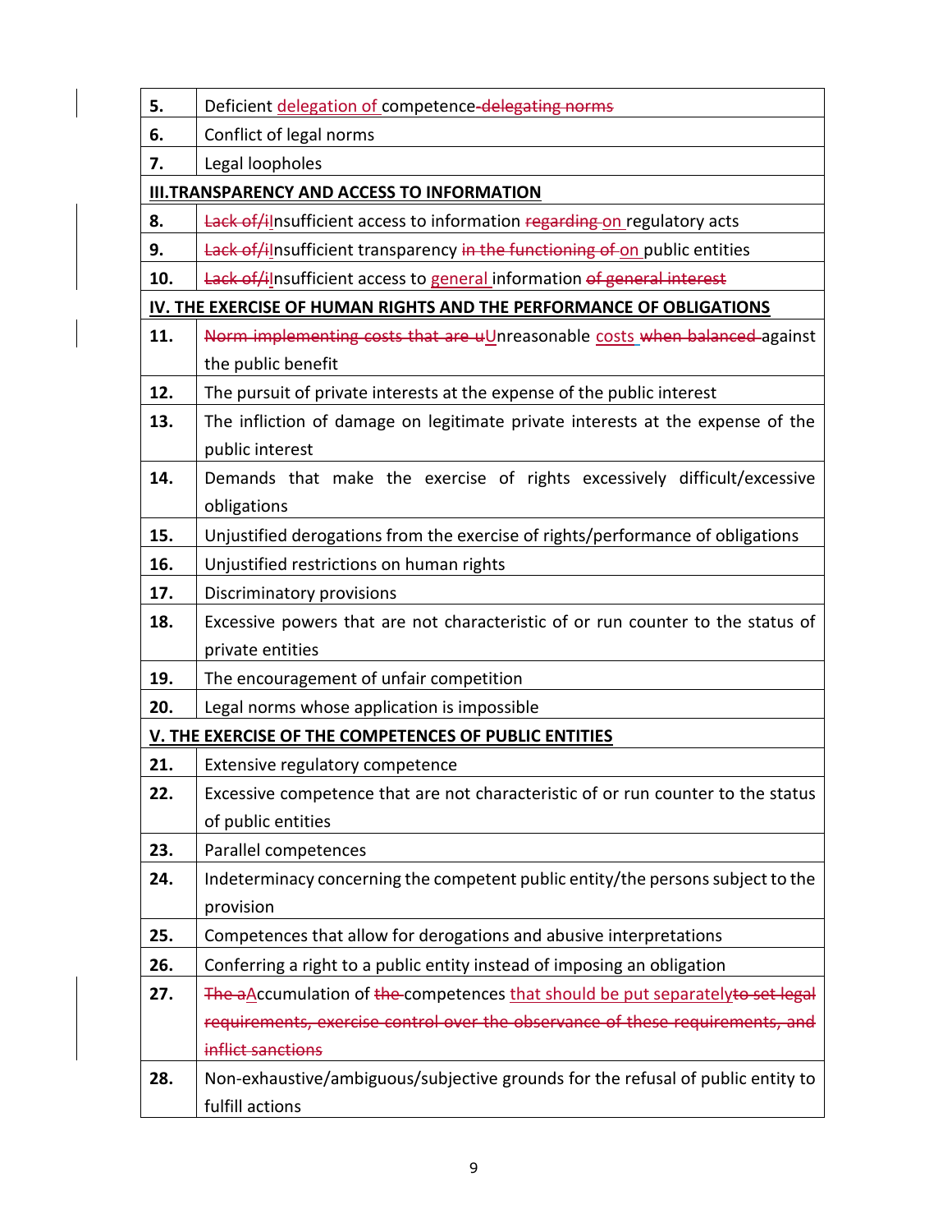| 5. | Deficient delegation of competence~~-delegating norms~~ |
|---|---|
| 6. | Conflict of legal norms |
| 7. | Legal loopholes |
| **III.TRANSPARENCY AND ACCESS TO INFORMATION** | |
| 8. | ~~Lack of/i~~Insufficient access to information ~~regarding~~ on regulatory acts |
| 9. | ~~Lack of/i~~Insufficient transparency ~~in the functioning of~~ on public entities |
| 10. | ~~Lack of/i~~Insufficient access to general information ~~of general interest~~ |
| **IV. THE EXERCISE OF HUMAN RIGHTS AND THE PERFORMANCE OF OBLIGATIONS** | |
| 11. | ~~Norm implementing costs that are u~~Unreasonable costs ~~when balanced~~ against the public benefit |
| 12. | The pursuit of private interests at the expense of the public interest |
| 13. | The infliction of damage on legitimate private interests at the expense of the public interest |
| 14. | Demands that make the exercise of rights excessively difficult/excessive obligations |
| 15. | Unjustified derogations from the exercise of rights/performance of obligations |
| 16. | Unjustified restrictions on human rights |
| 17. | Discriminatory provisions |
| 18. | Excessive powers that are not characteristic of or run counter to the status of private entities |
| 19. | The encouragement of unfair competition |
| 20. | Legal norms whose application is impossible |
| **V. THE EXERCISE OF THE COMPETENCES OF PUBLIC ENTITIES** | |
| 21. | Extensive regulatory competence |
| 22. | Excessive competence that are not characteristic of or run counter to the status of public entities |
| 23. | Parallel competences |
| 24. | Indeterminacy concerning the competent public entity/the persons subject to the provision |
| 25. | Competences that allow for derogations and abusive interpretations |
| 26. | Conferring a right to a public entity instead of imposing an obligation |
| 27. | ~~The a~~Accumulation of ~~the~~ competences that should be put separately~~to set legal requirements, exercise control over the observance of these requirements, and inflict sanctions~~ |
| 28. | Non-exhaustive/ambiguous/subjective grounds for the refusal of public entity to fulfill actions |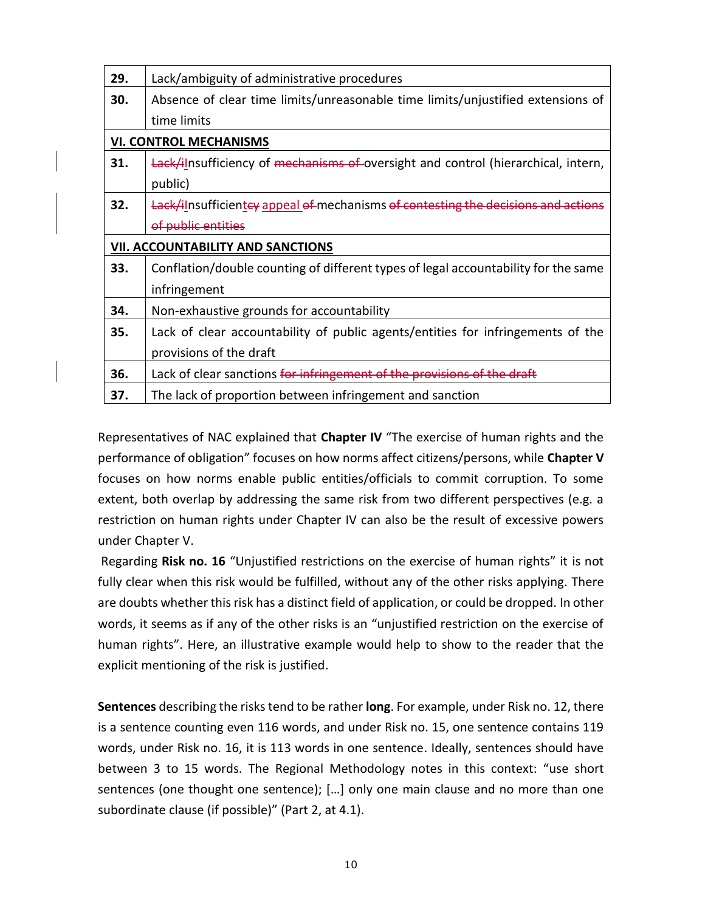| 29. | Lack/ambiguity of administrative procedures |
|---|---|
| 30. | Absence of clear time limits/unreasonable time limits/unjustified extensions of time limits |
| **VI. CONTROL MECHANISMS** | |
| 31. | ~~Lack/i~~Insufficiency of ~~mechanisms of~~ oversight and control (hierarchical, intern, public) |
| 32. | ~~Lack/i~~Insufficient~~cy~~ appeal ~~of~~ mechanisms ~~of contesting the decisions and actions of public entities~~ |
| **VII. ACCOUNTABILITY AND SANCTIONS** | |
| 33. | Conflation/double counting of different types of legal accountability for the same infringement |
| 34. | Non-exhaustive grounds for accountability |
| 35. | Lack of clear accountability of public agents/entities for infringements of the provisions of the draft |
| 36. | Lack of clear sanctions ~~for infringement of the provisions of the draft~~ |
| 37. | The lack of proportion between infringement and sanction |

Representatives of NAC explained that **Chapter IV** "The exercise of human rights and the performance of obligation" focuses on how norms affect citizens/persons, while **Chapter V** focuses on how norms enable public entities/officials to commit corruption. To some extent, both overlap by addressing the same risk from two different perspectives (e.g. a restriction on human rights under Chapter IV can also be the result of excessive powers under Chapter V.

Regarding **Risk no. 16** "Unjustified restrictions on the exercise of human rights" it is not fully clear when this risk would be fulfilled, without any of the other risks applying. There are doubts whether this risk has a distinct field of application, or could be dropped. In other words, it seems as if any of the other risks is an "unjustified restriction on the exercise of human rights". Here, an illustrative example would help to show to the reader that the explicit mentioning of the risk is justified.

**Sentences** describing the risks tend to be rather **long**. For example, under Risk no. 12, there is a sentence counting even 116 words, and under Risk no. 15, one sentence contains 119 words, under Risk no. 16, it is 113 words in one sentence. Ideally, sentences should have between 3 to 15 words. The Regional Methodology notes in this context: "use short sentences (one thought one sentence); […] only one main clause and no more than one subordinate clause (if possible)" (Part 2, at 4.1).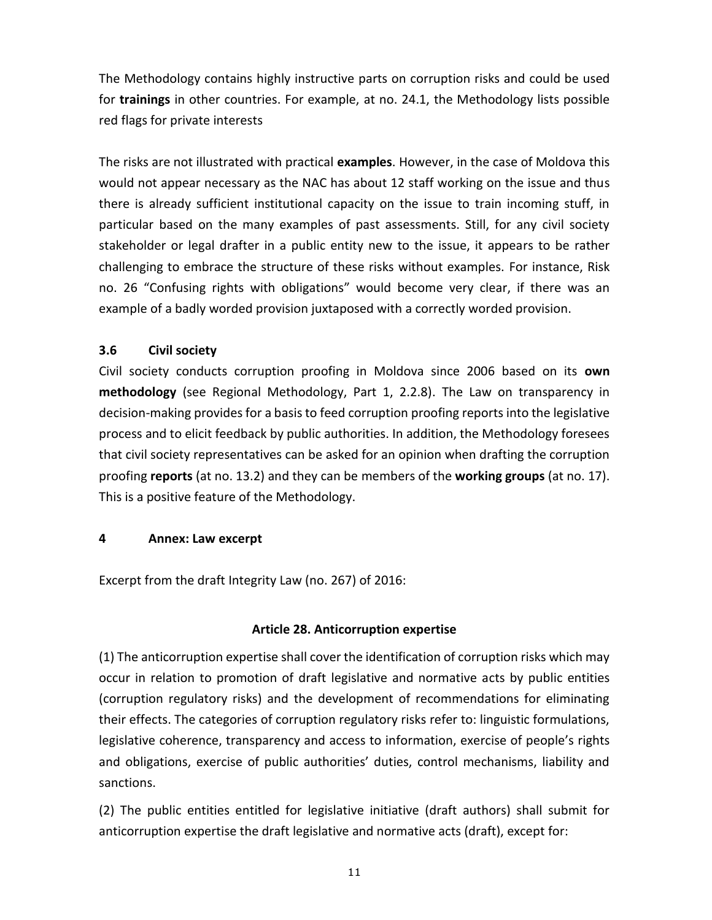The Methodology contains highly instructive parts on corruption risks and could be used for **trainings** in other countries. For example, at no. 24.1, the Methodology lists possible red flags for private interests

The risks are not illustrated with practical **examples**. However, in the case of Moldova this would not appear necessary as the NAC has about 12 staff working on the issue and thus there is already sufficient institutional capacity on the issue to train incoming stuff, in particular based on the many examples of past assessments. Still, for any civil society stakeholder or legal drafter in a public entity new to the issue, it appears to be rather challenging to embrace the structure of these risks without examples. For instance, Risk no. 26 "Confusing rights with obligations" would become very clear, if there was an example of a badly worded provision juxtaposed with a correctly worded provision.

### 3.6 Civil society

Civil society conducts corruption proofing in Moldova since 2006 based on its **own methodology** (see Regional Methodology, Part 1, 2.2.8). The Law on transparency in decision-making provides for a basis to feed corruption proofing reports into the legislative process and to elicit feedback by public authorities. In addition, the Methodology foresees that civil society representatives can be asked for an opinion when drafting the corruption proofing **reports** (at no. 13.2) and they can be members of the **working groups** (at no. 17). This is a positive feature of the Methodology.

## 4 Annex: Law excerpt

Excerpt from the draft Integrity Law (no. 267) of 2016:

**Article 28. Anticorruption expertise**

(1) The anticorruption expertise shall cover the identification of corruption risks which may occur in relation to promotion of draft legislative and normative acts by public entities (corruption regulatory risks) and the development of recommendations for eliminating their effects. The categories of corruption regulatory risks refer to: linguistic formulations, legislative coherence, transparency and access to information, exercise of people's rights and obligations, exercise of public authorities' duties, control mechanisms, liability and sanctions.

(2) The public entities entitled for legislative initiative (draft authors) shall submit for anticorruption expertise the draft legislative and normative acts (draft), except for: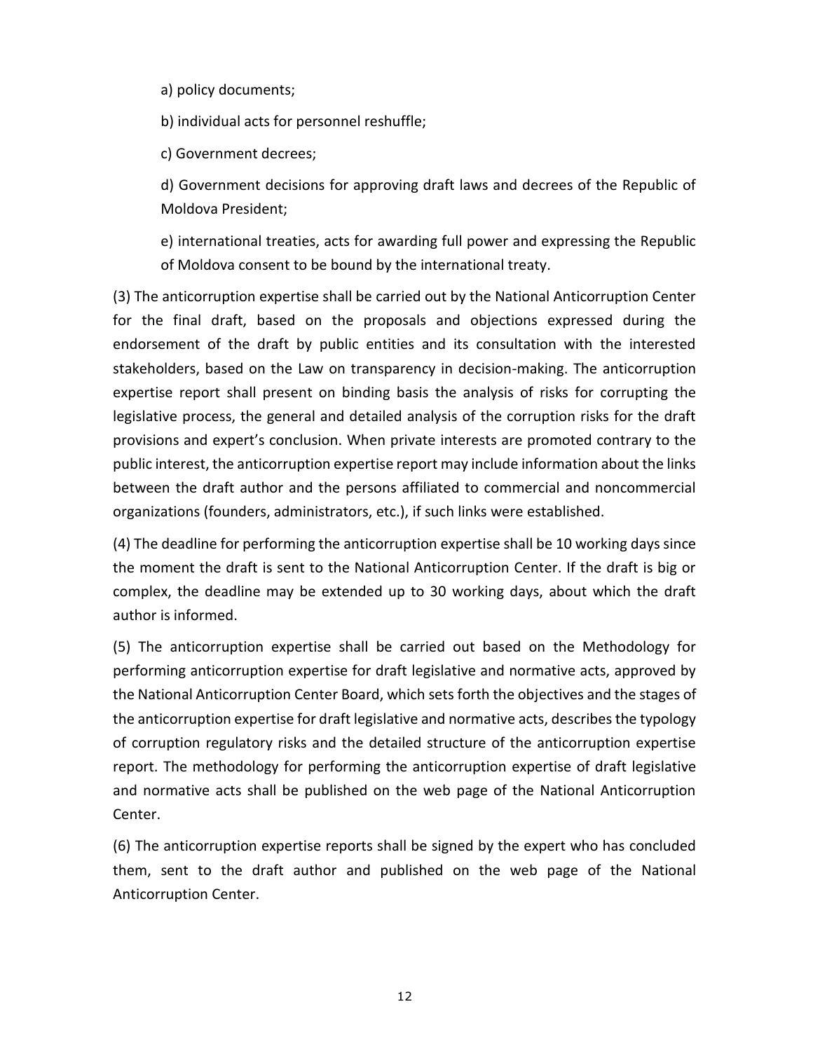a) policy documents;

b) individual acts for personnel reshuffle;

c) Government decrees;

d) Government decisions for approving draft laws and decrees of the Republic of Moldova President;

e) international treaties, acts for awarding full power and expressing the Republic of Moldova consent to be bound by the international treaty.

(3) The anticorruption expertise shall be carried out by the National Anticorruption Center for the final draft, based on the proposals and objections expressed during the endorsement of the draft by public entities and its consultation with the interested stakeholders, based on the Law on transparency in decision-making. The anticorruption expertise report shall present on binding basis the analysis of risks for corrupting the legislative process, the general and detailed analysis of the corruption risks for the draft provisions and expert's conclusion. When private interests are promoted contrary to the public interest, the anticorruption expertise report may include information about the links between the draft author and the persons affiliated to commercial and noncommercial organizations (founders, administrators, etc.), if such links were established.

(4) The deadline for performing the anticorruption expertise shall be 10 working days since the moment the draft is sent to the National Anticorruption Center. If the draft is big or complex, the deadline may be extended up to 30 working days, about which the draft author is informed.

(5) The anticorruption expertise shall be carried out based on the Methodology for performing anticorruption expertise for draft legislative and normative acts, approved by the National Anticorruption Center Board, which sets forth the objectives and the stages of the anticorruption expertise for draft legislative and normative acts, describes the typology of corruption regulatory risks and the detailed structure of the anticorruption expertise report. The methodology for performing the anticorruption expertise of draft legislative and normative acts shall be published on the web page of the National Anticorruption Center.

(6) The anticorruption expertise reports shall be signed by the expert who has concluded them, sent to the draft author and published on the web page of the National Anticorruption Center.